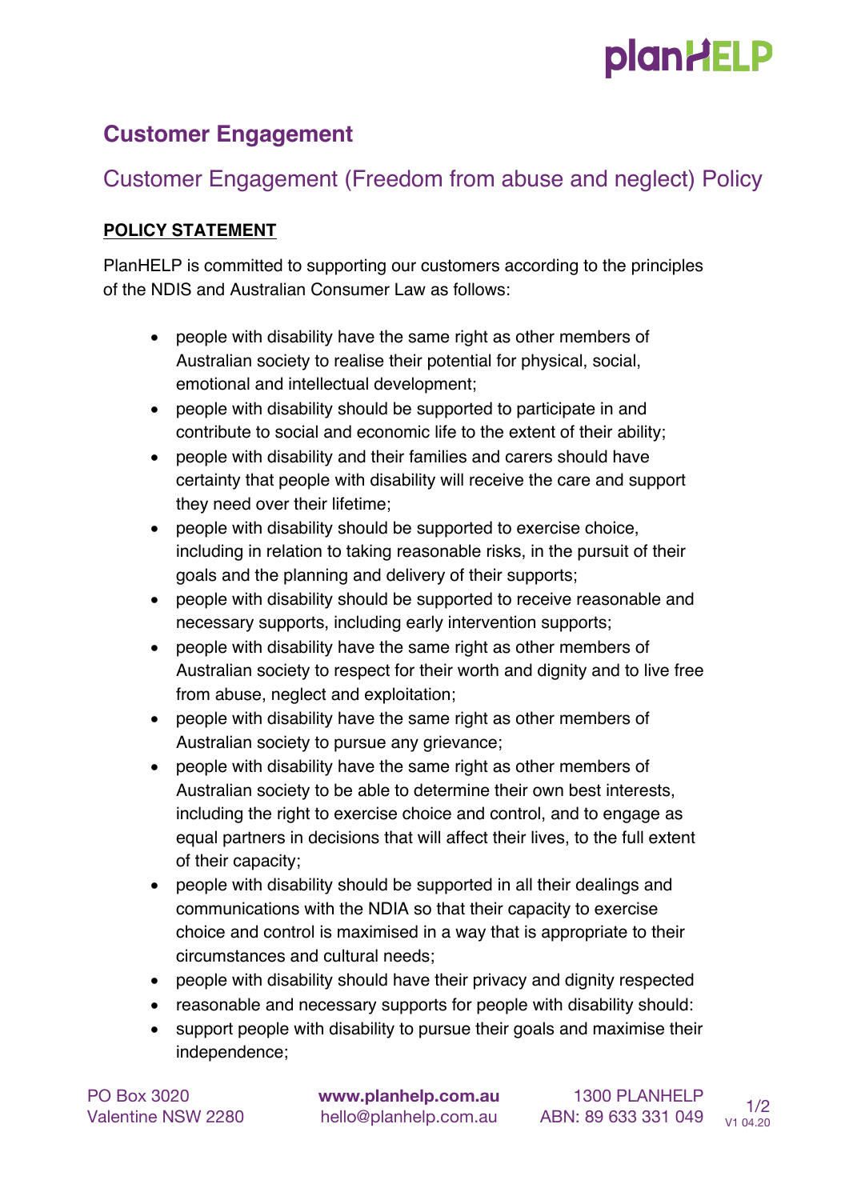# Customer Engagement

## Customer Engagement (Freedom from abuse and neglect) Policy

**POLICY STATEMENT**

PlanHELP is committed to supporting our customers according to the principles of the NDIS and Australian Consumer Law as follows:

- people with disability have the same right as other members of Australian society to realise their potential for physical, social, emotional and intellectual development;
- people with disability should be supported to participate in and contribute to social and economic life to the extent of their ability;
- people with disability and their families and carers should have certainty that people with disability will receive the care and support they need over their lifetime;
- people with disability should be supported to exercise choice, including in relation to taking reasonable risks, in the pursuit of their goals and the planning and delivery of their supports;
- people with disability should be supported to receive reasonable and necessary supports, including early intervention supports;
- people with disability have the same right as other members of Australian society to respect for their worth and dignity and to live free from abuse, neglect and exploitation;
- people with disability have the same right as other members of Australian society to pursue any grievance;
- people with disability have the same right as other members of Australian society to be able to determine their own best interests, including the right to exercise choice and control, and to engage as equal partners in decisions that will affect their lives, to the full extent of their capacity;
- people with disability should be supported in all their dealings and communications with the NDIA so that their capacity to exercise choice and control is maximised in a way that is appropriate to their circumstances and cultural needs;
- people with disability should have their privacy and dignity respected
- reasonable and necessary supports for people with disability should:
- support people with disability to pursue their goals and maximise their independence;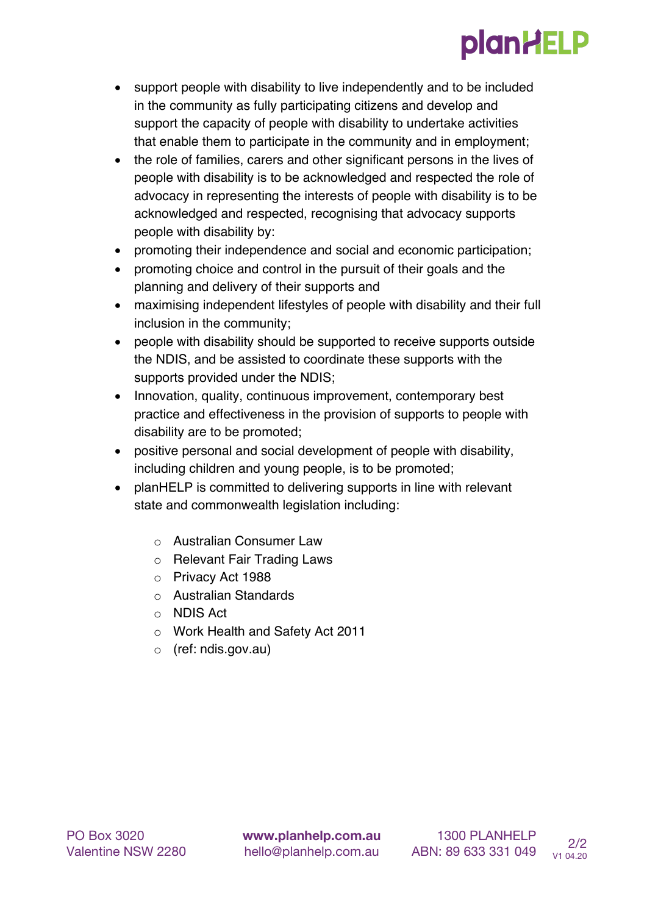- support people with disability to live independently and to be included in the community as fully participating citizens and develop and support the capacity of people with disability to undertake activities that enable them to participate in the community and in employment;
- the role of families, carers and other significant persons in the lives of people with disability is to be acknowledged and respected the role of advocacy in representing the interests of people with disability is to be acknowledged and respected, recognising that advocacy supports people with disability by:
- promoting their independence and social and economic participation;
- promoting choice and control in the pursuit of their goals and the planning and delivery of their supports and
- maximising independent lifestyles of people with disability and their full inclusion in the community;
- people with disability should be supported to receive supports outside the NDIS, and be assisted to coordinate these supports with the supports provided under the NDIS;
- Innovation, quality, continuous improvement, contemporary best practice and effectiveness in the provision of supports to people with disability are to be promoted;
- positive personal and social development of people with disability, including children and young people, is to be promoted;
- planHELP is committed to delivering supports in line with relevant state and commonwealth legislation including:
    - Australian Consumer Law
    - Relevant Fair Trading Laws
    - Privacy Act 1988
    - Australian Standards
    - NDIS Act
    - Work Health and Safety Act 2011
    - (ref: ndis.gov.au)